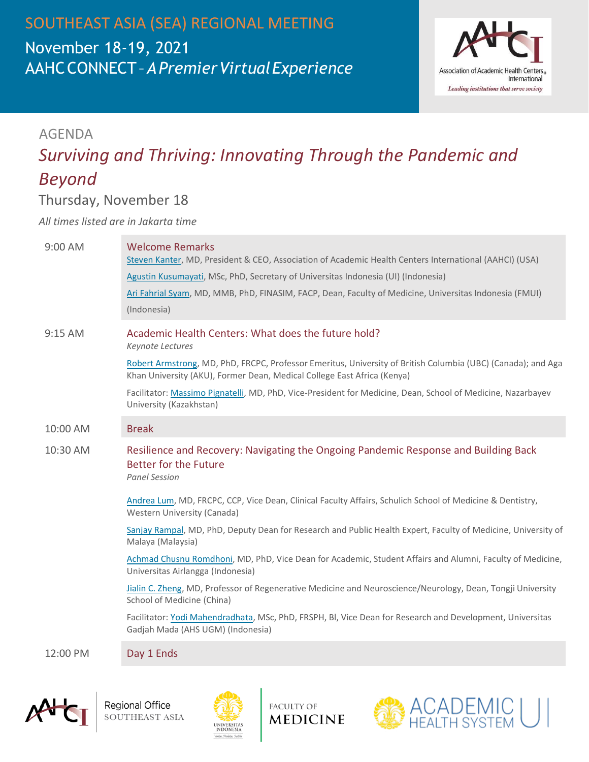# SOUTHEAST ASIA (SEA) REGIONAL MEETING

November 18-19, 2021

AAHC CONNECT – *A Premier Virtual Experience*

Association of Academic Health Centers International

*Leading institutions that serve society*

## AGENDA

## *Surviving and Thriving: Innovating Through the Pandemic and Beyond*

### Thursday, November 18

*All times listed are in Jakarta time*

| Time | Session |
|---|---|
| 9:00 AM | **Welcome Remarks**<br>Steven Kanter, MD, President & CEO, Association of Academic Health Centers International (AAHCI) (USA)<br>Agustin Kusumayati, MSc, PhD, Secretary of Universitas Indonesia (UI) (Indonesia)<br>Ari Fahrial Syam, MD, MMB, PhD, FINASIM, FACP, Dean, Faculty of Medicine, Universitas Indonesia (FMUI) (Indonesia) |
| 9:15 AM | **Academic Health Centers: What does the future hold?**<br>*Keynote Lectures*<br>Robert Armstrong, MD, PhD, FRCPC, Professor Emeritus, University of British Columbia (UBC) (Canada); and Aga Khan University (AKU), Former Dean, Medical College East Africa (Kenya)<br>Facilitator: Massimo Pignatelli, MD, PhD, Vice-President for Medicine, Dean, School of Medicine, Nazarbayev University (Kazakhstan) |
| 10:00 AM | **Break** |
| 10:30 AM | **Resilience and Recovery: Navigating the Ongoing Pandemic Response and Building Back Better for the Future**<br>*Panel Session*<br>Andrea Lum, MD, FRCPC, CCP, Vice Dean, Clinical Faculty Affairs, Schulich School of Medicine & Dentistry, Western University (Canada)<br>Sanjay Rampal, MD, PhD, Deputy Dean for Research and Public Health Expert, Faculty of Medicine, University of Malaya (Malaysia)<br>Achmad Chusnu Romdhoni, MD, PhD, Vice Dean for Academic, Student Affairs and Alumni, Faculty of Medicine, Universitas Airlangga (Indonesia)<br>Jialin C. Zheng, MD, Professor of Regenerative Medicine and Neuroscience/Neurology, Dean, Tongji University School of Medicine (China)<br>Facilitator: Yodi Mahendradhata, MSc, PhD, FRSPH, BI, Vice Dean for Research and Development, Universitas Gadjah Mada (AHS UGM) (Indonesia) |
| 12:00 PM | **Day 1 Ends** |

AAHCI Regional Office SOUTHEAST ASIA | Universitas Indonesia — Faculty of Medicine | Academic Health System UI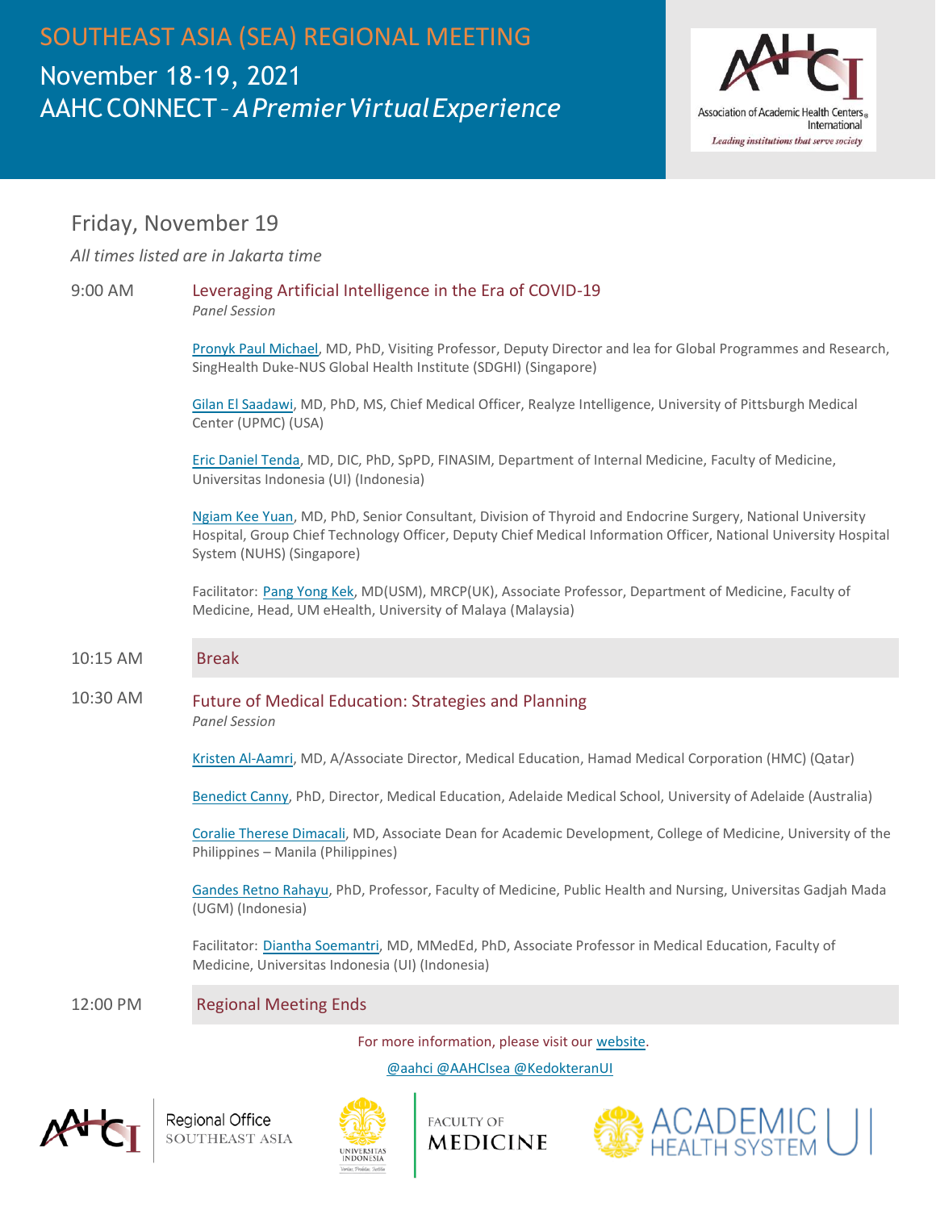# SOUTHEAST ASIA (SEA) REGIONAL MEETING

## November 18-19, 2021
## AAHC CONNECT – *A Premier Virtual Experience*

Association of Academic Health Centers® International
*Leading institutions that serve society*

## Friday, November 19

*All times listed are in Jakarta time*

**9:00 AM** — **Leveraging Artificial Intelligence in the Era of COVID-19**
*Panel Session*

Pronyk Paul Michael, MD, PhD, Visiting Professor, Deputy Director and lea for Global Programmes and Research, SingHealth Duke-NUS Global Health Institute (SDGHI) (Singapore)

Gilan El Saadawi, MD, PhD, MS, Chief Medical Officer, Realyze Intelligence, University of Pittsburgh Medical Center (UPMC) (USA)

Eric Daniel Tenda, MD, DIC, PhD, SpPD, FINASIM, Department of Internal Medicine, Faculty of Medicine, Universitas Indonesia (UI) (Indonesia)

Ngiam Kee Yuan, MD, PhD, Senior Consultant, Division of Thyroid and Endocrine Surgery, National University Hospital, Group Chief Technology Officer, Deputy Chief Medical Information Officer, National University Hospital System (NUHS) (Singapore)

Facilitator: Pang Yong Kek, MD(USM), MRCP(UK), Associate Professor, Department of Medicine, Faculty of Medicine, Head, UM eHealth, University of Malaya (Malaysia)

**10:15 AM** — **Break**

**10:30 AM** — **Future of Medical Education: Strategies and Planning**
*Panel Session*

Kristen Al-Aamri, MD, A/Associate Director, Medical Education, Hamad Medical Corporation (HMC) (Qatar)

Benedict Canny, PhD, Director, Medical Education, Adelaide Medical School, University of Adelaide (Australia)

Coralie Therese Dimacali, MD, Associate Dean for Academic Development, College of Medicine, University of the Philippines – Manila (Philippines)

Gandes Retno Rahayu, PhD, Professor, Faculty of Medicine, Public Health and Nursing, Universitas Gadjah Mada (UGM) (Indonesia)

Facilitator: Diantha Soemantri, MD, MMedEd, PhD, Associate Professor in Medical Education, Faculty of Medicine, Universitas Indonesia (UI) (Indonesia)

**12:00 PM** — **Regional Meeting Ends**

For more information, please visit our website.

@aahci @AAHCIsea @KedokteranUI

Regional Office SOUTHEAST ASIA

UNIVERSITAS INDONESIA — FACULTY OF MEDICINE

ACADEMIC HEALTH SYSTEM UI